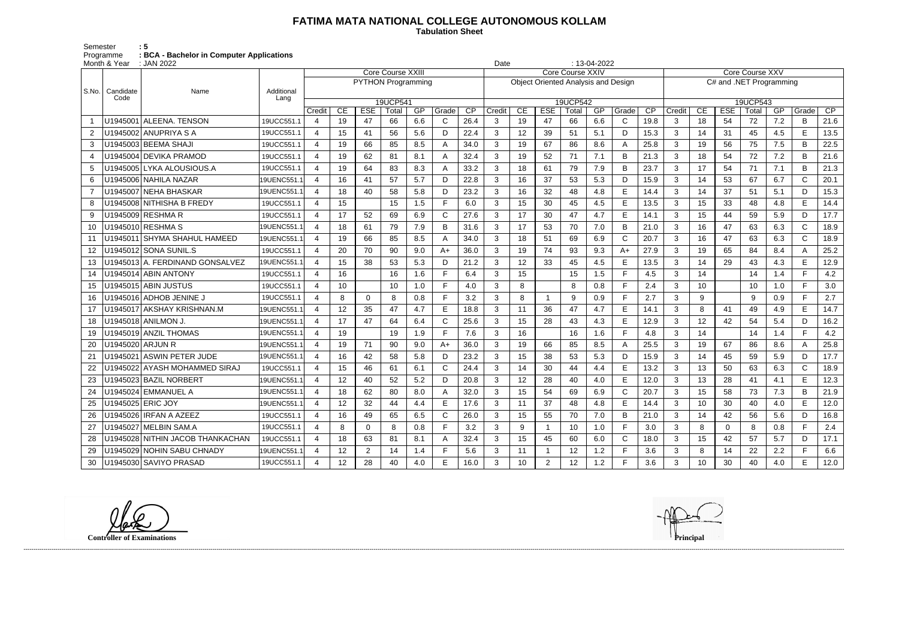# FATIMA MATA NATIONAL COLLEGE AUTONOMOUS KOLLAM

**Tabulation Sheet**

Semester : 5
Programme : BCA - Bachelor in Computer Applications
Month & Year : JAN 2022 Date : 13-04-2022

| S.No. | Candidate Code | Name | Additional Lang | Core Course XXIII | | | | | | | Core Course XXIV | | | | | | | Core Course XXV | | | | | | |
|---|---|---|---|---|---|---|---|---|---|---|---|---|---|---|---|---|---|---|---|---|---|---|---|---|
| | | | | PYTHON Programming | | | | | | | Object Oriented Analysis and Design | | | | | | | C# and .NET Programming | | | | | | |
| | | | | 19UCP541 | | | | | | | 19UCP542 | | | | | | | 19UCP543 | | | | | | |
| | | | | Credit | CE | ESE | Total | GP | Grade | CP | Credit | CE | ESE | Total | GP | Grade | CP | Credit | CE | ESE | Total | GP | Grade | CP |
| 1 | U1945001 | ALEENA. TENSON | 19UCC551.1 | 4 | 19 | 47 | 66 | 6.6 | C | 26.4 | 3 | 19 | 47 | 66 | 6.6 | C | 19.8 | 3 | 18 | 54 | 72 | 7.2 | B | 21.6 |
| 2 | U1945002 | ANUPRIYA S A | 19UCC551.1 | 4 | 15 | 41 | 56 | 5.6 | D | 22.4 | 3 | 12 | 39 | 51 | 5.1 | D | 15.3 | 3 | 14 | 31 | 45 | 4.5 | E | 13.5 |
| 3 | U1945003 | BEEMA SHAJI | 19UCC551.1 | 4 | 19 | 66 | 85 | 8.5 | A | 34.0 | 3 | 19 | 67 | 86 | 8.6 | A | 25.8 | 3 | 19 | 56 | 75 | 7.5 | B | 22.5 |
| 4 | U1945004 | DEVIKA PRAMOD | 19UCC551.1 | 4 | 19 | 62 | 81 | 8.1 | A | 32.4 | 3 | 19 | 52 | 71 | 7.1 | B | 21.3 | 3 | 18 | 54 | 72 | 7.2 | B | 21.6 |
| 5 | U1945005 | LYKA ALOUSIOUS.A | 19UCC551.1 | 4 | 19 | 64 | 83 | 8.3 | A | 33.2 | 3 | 18 | 61 | 79 | 7.9 | B | 23.7 | 3 | 17 | 54 | 71 | 7.1 | B | 21.3 |
| 6 | U1945006 | NAHILA NAZAR | 19UENC551.1 | 4 | 16 | 41 | 57 | 5.7 | D | 22.8 | 3 | 16 | 37 | 53 | 5.3 | D | 15.9 | 3 | 14 | 53 | 67 | 6.7 | C | 20.1 |
| 7 | U1945007 | NEHA BHASKAR | 19UENC551.1 | 4 | 18 | 40 | 58 | 5.8 | D | 23.2 | 3 | 16 | 32 | 48 | 4.8 | E | 14.4 | 3 | 14 | 37 | 51 | 5.1 | D | 15.3 |
| 8 | U1945008 | NITHISHA B FREDY | 19UCC551.1 | 4 | 15 | | 15 | 1.5 | F | 6.0 | 3 | 15 | 30 | 45 | 4.5 | E | 13.5 | 3 | 15 | 33 | 48 | 4.8 | E | 14.4 |
| 9 | U1945009 | RESHMA R | 19UCC551.1 | 4 | 17 | 52 | 69 | 6.9 | C | 27.6 | 3 | 17 | 30 | 47 | 4.7 | E | 14.1 | 3 | 15 | 44 | 59 | 5.9 | D | 17.7 |
| 10 | U1945010 | RESHMA S | 19UENC551.1 | 4 | 18 | 61 | 79 | 7.9 | B | 31.6 | 3 | 17 | 53 | 70 | 7.0 | B | 21.0 | 3 | 16 | 47 | 63 | 6.3 | C | 18.9 |
| 11 | U1945011 | SHYMA SHAHUL HAMEED | 19UENC551.1 | 4 | 19 | 66 | 85 | 8.5 | A | 34.0 | 3 | 18 | 51 | 69 | 6.9 | C | 20.7 | 3 | 16 | 47 | 63 | 6.3 | C | 18.9 |
| 12 | U1945012 | SONA SUNIL.S | 19UCC551.1 | 4 | 20 | 70 | 90 | 9.0 | A+ | 36.0 | 3 | 19 | 74 | 93 | 9.3 | A+ | 27.9 | 3 | 19 | 65 | 84 | 8.4 | A | 25.2 |
| 13 | U1945013 | A. FERDINAND GONSALVEZ | 19UENC551.1 | 4 | 15 | 38 | 53 | 5.3 | D | 21.2 | 3 | 12 | 33 | 45 | 4.5 | E | 13.5 | 3 | 14 | 29 | 43 | 4.3 | E | 12.9 |
| 14 | U1945014 | ABIN ANTONY | 19UCC551.1 | 4 | 16 | | 16 | 1.6 | F | 6.4 | 3 | 15 | | 15 | 1.5 | F | 4.5 | 3 | 14 | | 14 | 1.4 | F | 4.2 |
| 15 | U1945015 | ABIN JUSTUS | 19UCC551.1 | 4 | 10 | | 10 | 1.0 | F | 4.0 | 3 | 8 | | 8 | 0.8 | F | 2.4 | 3 | 10 | | 10 | 1.0 | F | 3.0 |
| 16 | U1945016 | ADHOB JENINE J | 19UCC551.1 | 4 | 8 | 0 | 8 | 0.8 | F | 3.2 | 3 | 8 | 1 | 9 | 0.9 | F | 2.7 | 3 | 9 | | 9 | 0.9 | F | 2.7 |
| 17 | U1945017 | AKSHAY KRISHNAN.M | 19UENC551.1 | 4 | 12 | 35 | 47 | 4.7 | E | 18.8 | 3 | 11 | 36 | 47 | 4.7 | E | 14.1 | 3 | 8 | 41 | 49 | 4.9 | E | 14.7 |
| 18 | U1945018 | ANILMON J. | 19UENC551.1 | 4 | 17 | 47 | 64 | 6.4 | C | 25.6 | 3 | 15 | 28 | 43 | 4.3 | E | 12.9 | 3 | 12 | 42 | 54 | 5.4 | D | 16.2 |
| 19 | U1945019 | ANZIL THOMAS | 19UENC551.1 | 4 | 19 | | 19 | 1.9 | F | 7.6 | 3 | 16 | | 16 | 1.6 | F | 4.8 | 3 | 14 | | 14 | 1.4 | F | 4.2 |
| 20 | U1945020 | ARJUN R | 19UENC551.1 | 4 | 19 | 71 | 90 | 9.0 | A+ | 36.0 | 3 | 19 | 66 | 85 | 8.5 | A | 25.5 | 3 | 19 | 67 | 86 | 8.6 | A | 25.8 |
| 21 | U1945021 | ASWIN PETER JUDE | 19UENC551.1 | 4 | 16 | 42 | 58 | 5.8 | D | 23.2 | 3 | 15 | 38 | 53 | 5.3 | D | 15.9 | 3 | 14 | 45 | 59 | 5.9 | D | 17.7 |
| 22 | U1945022 | AYASH MOHAMMED SIRAJ | 19UCC551.1 | 4 | 15 | 46 | 61 | 6.1 | C | 24.4 | 3 | 14 | 30 | 44 | 4.4 | E | 13.2 | 3 | 13 | 50 | 63 | 6.3 | C | 18.9 |
| 23 | U1945023 | BAZIL NORBERT | 19UENC551.1 | 4 | 12 | 40 | 52 | 5.2 | D | 20.8 | 3 | 12 | 28 | 40 | 4.0 | E | 12.0 | 3 | 13 | 28 | 41 | 4.1 | E | 12.3 |
| 24 | U1945024 | EMMANUEL A | 19UENC551.1 | 4 | 18 | 62 | 80 | 8.0 | A | 32.0 | 3 | 15 | 54 | 69 | 6.9 | C | 20.7 | 3 | 15 | 58 | 73 | 7.3 | B | 21.9 |
| 25 | U1945025 | ERIC JOY | 19UENC551.1 | 4 | 12 | 32 | 44 | 4.4 | E | 17.6 | 3 | 11 | 37 | 48 | 4.8 | E | 14.4 | 3 | 10 | 30 | 40 | 4.0 | E | 12.0 |
| 26 | U1945026 | IRFAN A AZEEZ | 19UCC551.1 | 4 | 16 | 49 | 65 | 6.5 | C | 26.0 | 3 | 15 | 55 | 70 | 7.0 | B | 21.0 | 3 | 14 | 42 | 56 | 5.6 | D | 16.8 |
| 27 | U1945027 | MELBIN SAM.A | 19UCC551.1 | 4 | 8 | 0 | 8 | 0.8 | F | 3.2 | 3 | 9 | 1 | 10 | 1.0 | F | 3.0 | 3 | 8 | 0 | 8 | 0.8 | F | 2.4 |
| 28 | U1945028 | NITHIN JACOB THANKACHAN | 19UCC551.1 | 4 | 18 | 63 | 81 | 8.1 | A | 32.4 | 3 | 15 | 45 | 60 | 6.0 | C | 18.0 | 3 | 15 | 42 | 57 | 5.7 | D | 17.1 |
| 29 | U1945029 | NOHIN SABU CHNADY | 19UENC551.1 | 4 | 12 | 2 | 14 | 1.4 | F | 5.6 | 3 | 11 | 1 | 12 | 1.2 | F | 3.6 | 3 | 8 | 14 | 22 | 2.2 | F | 6.6 |
| 30 | U1945030 | SAVIYO PRASAD | 19UCC551.1 | 4 | 12 | 28 | 40 | 4.0 | E | 16.0 | 3 | 10 | 2 | 12 | 1.2 | F | 3.6 | 3 | 10 | 30 | 40 | 4.0 | E | 12.0 |

**Controller of Examinations** **Principal**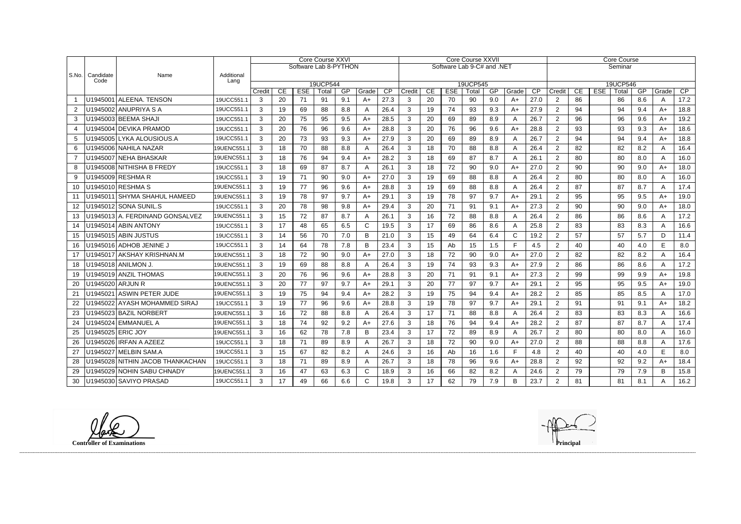| S.No. | Candidate Code | Name | Additional Lang | Core Course XXVI | | | | | | | Core Course XXVII | | | | | | | Core Course | | | | | | |
|---|---|---|---|---|---|---|---|---|---|---|---|---|---|---|---|---|---|---|---|---|---|---|---|---|
| | | | | Software Lab 8-PYTHON | | | | | | | Software Lab 9-C# and .NET | | | | | | | Seminar | | | | | | |
| | | | | 19UCP544 | | | | | | | 19UCP545 | | | | | | | 19UCP546 | | | | | | |
| | | | | Credit | CE | ESE | Total | GP | Grade | CP | Credit | CE | ESE | Total | GP | Grade | CP | Credit | CE | ESE | Total | GP | Grade | CP |
| 1 | U1945001 | ALEENA. TENSON | 19UCC551.1 | 3 | 20 | 71 | 91 | 9.1 | A+ | 27.3 | 3 | 20 | 70 | 90 | 9.0 | A+ | 27.0 | 2 | 86 | | 86 | 8.6 | A | 17.2 |
| 2 | U1945002 | ANUPRIYA S A | 19UCC551.1 | 3 | 19 | 69 | 88 | 8.8 | A | 26.4 | 3 | 19 | 74 | 93 | 9.3 | A+ | 27.9 | 2 | 94 | | 94 | 9.4 | A+ | 18.8 |
| 3 | U1945003 | BEEMA SHAJI | 19UCC551.1 | 3 | 20 | 75 | 95 | 9.5 | A+ | 28.5 | 3 | 20 | 69 | 89 | 8.9 | A | 26.7 | 2 | 96 | | 96 | 9.6 | A+ | 19.2 |
| 4 | U1945004 | DEVIKA PRAMOD | 19UCC551.1 | 3 | 20 | 76 | 96 | 9.6 | A+ | 28.8 | 3 | 20 | 76 | 96 | 9.6 | A+ | 28.8 | 2 | 93 | | 93 | 9.3 | A+ | 18.6 |
| 5 | U1945005 | LYKA ALOUSIOUS.A | 19UCC551.1 | 3 | 20 | 73 | 93 | 9.3 | A+ | 27.9 | 3 | 20 | 69 | 89 | 8.9 | A | 26.7 | 2 | 94 | | 94 | 9.4 | A+ | 18.8 |
| 6 | U1945006 | NAHILA NAZAR | 19UENC551.1 | 3 | 18 | 70 | 88 | 8.8 | A | 26.4 | 3 | 18 | 70 | 88 | 8.8 | A | 26.4 | 2 | 82 | | 82 | 8.2 | A | 16.4 |
| 7 | U1945007 | NEHA BHASKAR | 19UENC551.1 | 3 | 18 | 76 | 94 | 9.4 | A+ | 28.2 | 3 | 18 | 69 | 87 | 8.7 | A | 26.1 | 2 | 80 | | 80 | 8.0 | A | 16.0 |
| 8 | U1945008 | NITHISHA B FREDY | 19UCC551.1 | 3 | 18 | 69 | 87 | 8.7 | A | 26.1 | 3 | 18 | 72 | 90 | 9.0 | A+ | 27.0 | 2 | 90 | | 90 | 9.0 | A+ | 18.0 |
| 9 | U1945009 | RESHMA R | 19UCC551.1 | 3 | 19 | 71 | 90 | 9.0 | A+ | 27.0 | 3 | 19 | 69 | 88 | 8.8 | A | 26.4 | 2 | 80 | | 80 | 8.0 | A | 16.0 |
| 10 | U1945010 | RESHMA S | 19UENC551.1 | 3 | 19 | 77 | 96 | 9.6 | A+ | 28.8 | 3 | 19 | 69 | 88 | 8.8 | A | 26.4 | 2 | 87 | | 87 | 8.7 | A | 17.4 |
| 11 | U1945011 | SHYMA SHAHUL HAMEED | 19UENC551.1 | 3 | 19 | 78 | 97 | 9.7 | A+ | 29.1 | 3 | 19 | 78 | 97 | 9.7 | A+ | 29.1 | 2 | 95 | | 95 | 9.5 | A+ | 19.0 |
| 12 | U1945012 | SONA SUNIL.S | 19UCC551.1 | 3 | 20 | 78 | 98 | 9.8 | A+ | 29.4 | 3 | 20 | 71 | 91 | 9.1 | A+ | 27.3 | 2 | 90 | | 90 | 9.0 | A+ | 18.0 |
| 13 | U1945013 | A. FERDINAND GONSALVEZ | 19UENC551.1 | 3 | 15 | 72 | 87 | 8.7 | A | 26.1 | 3 | 16 | 72 | 88 | 8.8 | A | 26.4 | 2 | 86 | | 86 | 8.6 | A | 17.2 |
| 14 | U1945014 | ABIN ANTONY | 19UCC551.1 | 3 | 17 | 48 | 65 | 6.5 | C | 19.5 | 3 | 17 | 69 | 86 | 8.6 | A | 25.8 | 2 | 83 | | 83 | 8.3 | A | 16.6 |
| 15 | U1945015 | ABIN JUSTUS | 19UCC551.1 | 3 | 14 | 56 | 70 | 7.0 | B | 21.0 | 3 | 15 | 49 | 64 | 6.4 | C | 19.2 | 2 | 57 | | 57 | 5.7 | D | 11.4 |
| 16 | U1945016 | ADHOB JENINE J | 19UCC551.1 | 3 | 14 | 64 | 78 | 7.8 | B | 23.4 | 3 | 15 | Ab | 15 | 1.5 | F | 4.5 | 2 | 40 | | 40 | 4.0 | E | 8.0 |
| 17 | U1945017 | AKSHAY KRISHNAN.M | 19UENC551.1 | 3 | 18 | 72 | 90 | 9.0 | A+ | 27.0 | 3 | 18 | 72 | 90 | 9.0 | A+ | 27.0 | 2 | 82 | | 82 | 8.2 | A | 16.4 |
| 18 | U1945018 | ANILMON J. | 19UENC551.1 | 3 | 19 | 69 | 88 | 8.8 | A | 26.4 | 3 | 19 | 74 | 93 | 9.3 | A+ | 27.9 | 2 | 86 | | 86 | 8.6 | A | 17.2 |
| 19 | U1945019 | ANZIL THOMAS | 19UENC551.1 | 3 | 20 | 76 | 96 | 9.6 | A+ | 28.8 | 3 | 20 | 71 | 91 | 9.1 | A+ | 27.3 | 2 | 99 | | 99 | 9.9 | A+ | 19.8 |
| 20 | U1945020 | ARJUN R | 19UENC551.1 | 3 | 20 | 77 | 97 | 9.7 | A+ | 29.1 | 3 | 20 | 77 | 97 | 9.7 | A+ | 29.1 | 2 | 95 | | 95 | 9.5 | A+ | 19.0 |
| 21 | U1945021 | ASWIN PETER JUDE | 19UENC551.1 | 3 | 19 | 75 | 94 | 9.4 | A+ | 28.2 | 3 | 19 | 75 | 94 | 9.4 | A+ | 28.2 | 2 | 85 | | 85 | 8.5 | A | 17.0 |
| 22 | U1945022 | AYASH MOHAMMED SIRAJ | 19UCC551.1 | 3 | 19 | 77 | 96 | 9.6 | A+ | 28.8 | 3 | 19 | 78 | 97 | 9.7 | A+ | 29.1 | 2 | 91 | | 91 | 9.1 | A+ | 18.2 |
| 23 | U1945023 | BAZIL NORBERT | 19UENC551.1 | 3 | 16 | 72 | 88 | 8.8 | A | 26.4 | 3 | 17 | 71 | 88 | 8.8 | A | 26.4 | 2 | 83 | | 83 | 8.3 | A | 16.6 |
| 24 | U1945024 | EMMANUEL A | 19UENC551.1 | 3 | 18 | 74 | 92 | 9.2 | A+ | 27.6 | 3 | 18 | 76 | 94 | 9.4 | A+ | 28.2 | 2 | 87 | | 87 | 8.7 | A | 17.4 |
| 25 | U1945025 | ERIC JOY | 19UENC551.1 | 3 | 16 | 62 | 78 | 7.8 | B | 23.4 | 3 | 17 | 72 | 89 | 8.9 | A | 26.7 | 2 | 80 | | 80 | 8.0 | A | 16.0 |
| 26 | U1945026 | IRFAN A AZEEZ | 19UCC551.1 | 3 | 18 | 71 | 89 | 8.9 | A | 26.7 | 3 | 18 | 72 | 90 | 9.0 | A+ | 27.0 | 2 | 88 | | 88 | 8.8 | A | 17.6 |
| 27 | U1945027 | MELBIN SAM.A | 19UCC551.1 | 3 | 15 | 67 | 82 | 8.2 | A | 24.6 | 3 | 16 | Ab | 16 | 1.6 | F | 4.8 | 2 | 40 | | 40 | 4.0 | E | 8.0 |
| 28 | U1945028 | NITHIN JACOB THANKACHAN | 19UCC551.1 | 3 | 18 | 71 | 89 | 8.9 | A | 26.7 | 3 | 18 | 78 | 96 | 9.6 | A+ | 28.8 | 2 | 92 | | 92 | 9.2 | A+ | 18.4 |
| 29 | U1945029 | NOHIN SABU CHNADY | 19UENC551.1 | 3 | 16 | 47 | 63 | 6.3 | C | 18.9 | 3 | 16 | 66 | 82 | 8.2 | A | 24.6 | 2 | 79 | | 79 | 7.9 | B | 15.8 |
| 30 | U1945030 | SAVIYO PRASAD | 19UCC551.1 | 3 | 17 | 49 | 66 | 6.6 | C | 19.8 | 3 | 17 | 62 | 79 | 7.9 | B | 23.7 | 2 | 81 | | 81 | 8.1 | A | 16.2 |

**Controller of Examinations**

**Principal**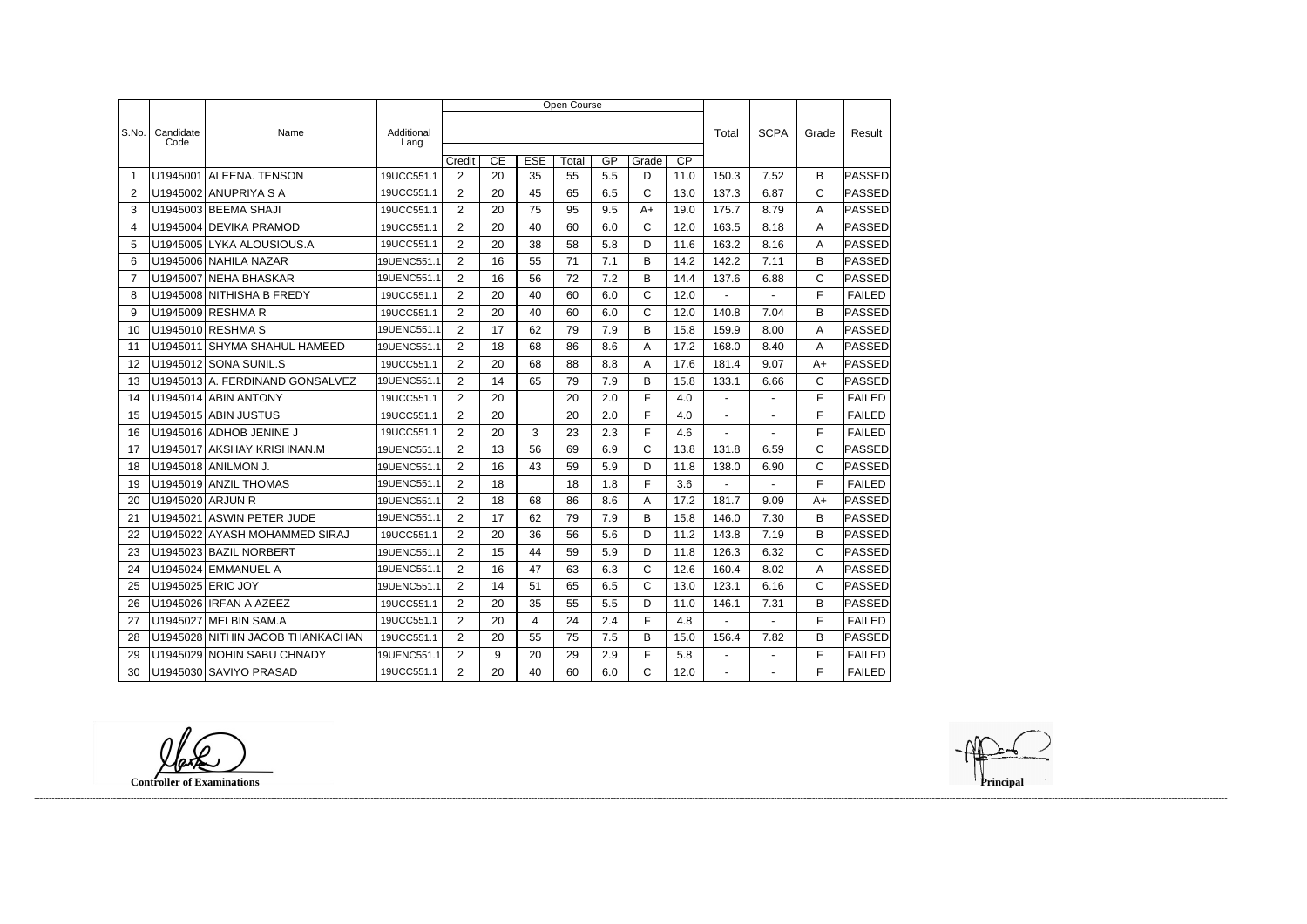| S.No. | Candidate Code | Name | Additional Lang | Open Course | | | | | | | Total | SCPA | Grade | Result |
|---|---|---|---|---|---|---|---|---|---|---|---|---|---|---|
| | | | | Credit | CE | ESE | Total | GP | Grade | CP | | | | |
| 1 | U1945001 | ALEENA. TENSON | 19UCC551.1 | 2 | 20 | 35 | 55 | 5.5 | D | 11.0 | 150.3 | 7.52 | B | PASSED |
| 2 | U1945002 | ANUPRIYA S A | 19UCC551.1 | 2 | 20 | 45 | 65 | 6.5 | C | 13.0 | 137.3 | 6.87 | C | PASSED |
| 3 | U1945003 | BEEMA SHAJI | 19UCC551.1 | 2 | 20 | 75 | 95 | 9.5 | A+ | 19.0 | 175.7 | 8.79 | A | PASSED |
| 4 | U1945004 | DEVIKA PRAMOD | 19UCC551.1 | 2 | 20 | 40 | 60 | 6.0 | C | 12.0 | 163.5 | 8.18 | A | PASSED |
| 5 | U1945005 | LYKA ALOUSIOUS.A | 19UCC551.1 | 2 | 20 | 38 | 58 | 5.8 | D | 11.6 | 163.2 | 8.16 | A | PASSED |
| 6 | U1945006 | NAHILA NAZAR | 19UENC551.1 | 2 | 16 | 55 | 71 | 7.1 | B | 14.2 | 142.2 | 7.11 | B | PASSED |
| 7 | U1945007 | NEHA BHASKAR | 19UENC551.1 | 2 | 16 | 56 | 72 | 7.2 | B | 14.4 | 137.6 | 6.88 | C | PASSED |
| 8 | U1945008 | NITHISHA B FREDY | 19UCC551.1 | 2 | 20 | 40 | 60 | 6.0 | C | 12.0 | - | - | F | FAILED |
| 9 | U1945009 | RESHMA R | 19UCC551.1 | 2 | 20 | 40 | 60 | 6.0 | C | 12.0 | 140.8 | 7.04 | B | PASSED |
| 10 | U1945010 | RESHMA S | 19UENC551.1 | 2 | 17 | 62 | 79 | 7.9 | B | 15.8 | 159.9 | 8.00 | A | PASSED |
| 11 | U1945011 | SHYMA SHAHUL HAMEED | 19UENC551.1 | 2 | 18 | 68 | 86 | 8.6 | A | 17.2 | 168.0 | 8.40 | A | PASSED |
| 12 | U1945012 | SONA SUNIL.S | 19UCC551.1 | 2 | 20 | 68 | 88 | 8.8 | A | 17.6 | 181.4 | 9.07 | A+ | PASSED |
| 13 | U1945013 | A. FERDINAND GONSALVEZ | 19UENC551.1 | 2 | 14 | 65 | 79 | 7.9 | B | 15.8 | 133.1 | 6.66 | C | PASSED |
| 14 | U1945014 | ABIN ANTONY | 19UCC551.1 | 2 | 20 | | 20 | 2.0 | F | 4.0 | - | - | F | FAILED |
| 15 | U1945015 | ABIN JUSTUS | 19UCC551.1 | 2 | 20 | | 20 | 2.0 | F | 4.0 | - | - | F | FAILED |
| 16 | U1945016 | ADHOB JENINE J | 19UCC551.1 | 2 | 20 | 3 | 23 | 2.3 | F | 4.6 | - | - | F | FAILED |
| 17 | U1945017 | AKSHAY KRISHNAN.M | 19UENC551.1 | 2 | 13 | 56 | 69 | 6.9 | C | 13.8 | 131.8 | 6.59 | C | PASSED |
| 18 | U1945018 | ANILMON J. | 19UENC551.1 | 2 | 16 | 43 | 59 | 5.9 | D | 11.8 | 138.0 | 6.90 | C | PASSED |
| 19 | U1945019 | ANZIL THOMAS | 19UENC551.1 | 2 | 18 | | 18 | 1.8 | F | 3.6 | - | - | F | FAILED |
| 20 | U1945020 | ARJUN R | 19UENC551.1 | 2 | 18 | 68 | 86 | 8.6 | A | 17.2 | 181.7 | 9.09 | A+ | PASSED |
| 21 | U1945021 | ASWIN PETER JUDE | 19UENC551.1 | 2 | 17 | 62 | 79 | 7.9 | B | 15.8 | 146.0 | 7.30 | B | PASSED |
| 22 | U1945022 | AYASH MOHAMMED SIRAJ | 19UCC551.1 | 2 | 20 | 36 | 56 | 5.6 | D | 11.2 | 143.8 | 7.19 | B | PASSED |
| 23 | U1945023 | BAZIL NORBERT | 19UENC551.1 | 2 | 15 | 44 | 59 | 5.9 | D | 11.8 | 126.3 | 6.32 | C | PASSED |
| 24 | U1945024 | EMMANUEL A | 19UENC551.1 | 2 | 16 | 47 | 63 | 6.3 | C | 12.6 | 160.4 | 8.02 | A | PASSED |
| 25 | U1945025 | ERIC JOY | 19UENC551.1 | 2 | 14 | 51 | 65 | 6.5 | C | 13.0 | 123.1 | 6.16 | C | PASSED |
| 26 | U1945026 | IRFAN A AZEEZ | 19UCC551.1 | 2 | 20 | 35 | 55 | 5.5 | D | 11.0 | 146.1 | 7.31 | B | PASSED |
| 27 | U1945027 | MELBIN SAM.A | 19UCC551.1 | 2 | 20 | 4 | 24 | 2.4 | F | 4.8 | - | - | F | FAILED |
| 28 | U1945028 | NITHIN JACOB THANKACHAN | 19UCC551.1 | 2 | 20 | 55 | 75 | 7.5 | B | 15.0 | 156.4 | 7.82 | B | PASSED |
| 29 | U1945029 | NOHIN SABU CHNADY | 19UENC551.1 | 2 | 9 | 20 | 29 | 2.9 | F | 5.8 | - | - | F | FAILED |
| 30 | U1945030 | SAVIYO PRASAD | 19UCC551.1 | 2 | 20 | 40 | 60 | 6.0 | C | 12.0 | - | - | F | FAILED |

**Controller of Examinations**

**Principal**